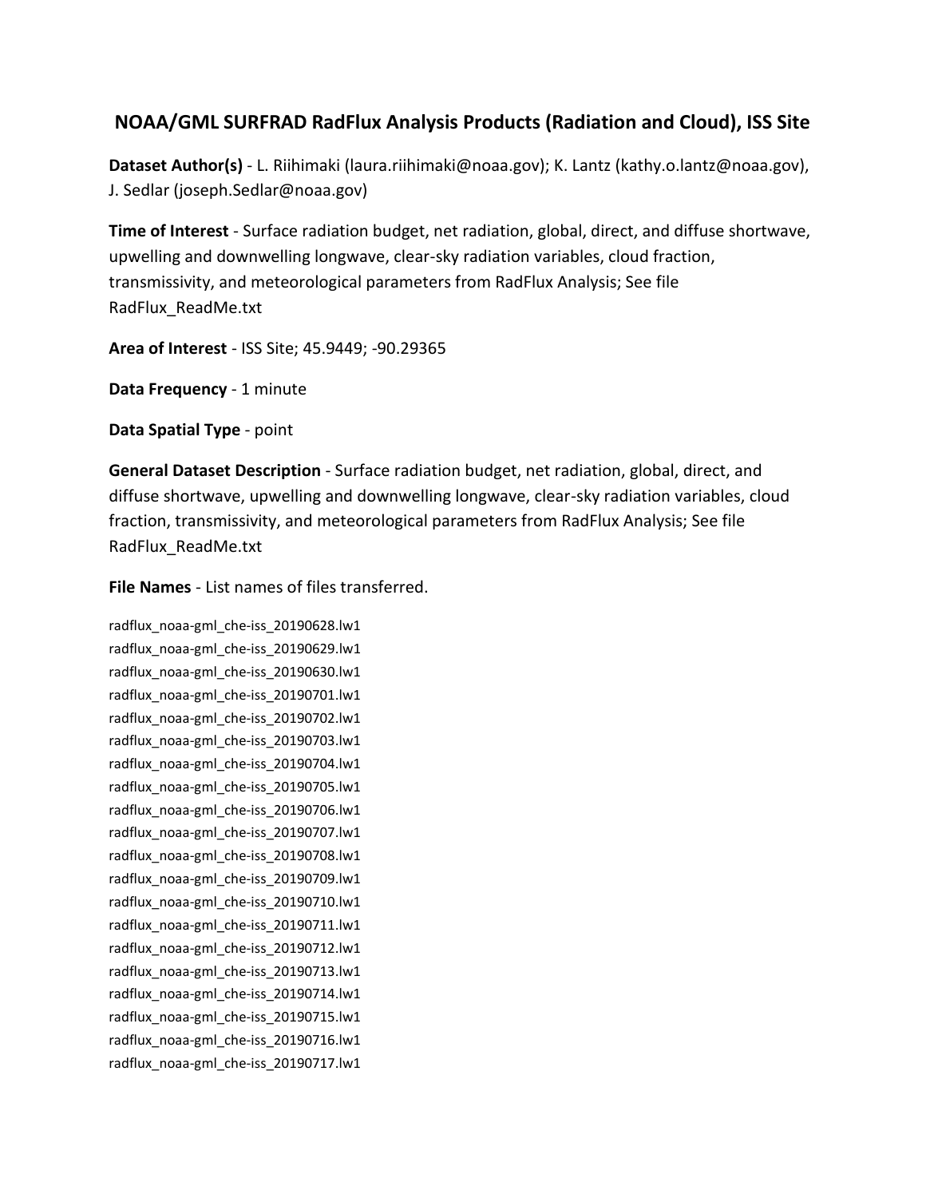# NOAA/GML SURFRAD RadFlux Analysis Products (Radiation and Cloud), ISS Site

**Dataset Author(s)** - L. Riihimaki (laura.riihimaki@noaa.gov); K. Lantz (kathy.o.lantz@noaa.gov), J. Sedlar (joseph.Sedlar@noaa.gov)

**Time of Interest** - Surface radiation budget, net radiation, global, direct, and diffuse shortwave, upwelling and downwelling longwave, clear-sky radiation variables, cloud fraction, transmissivity, and meteorological parameters from RadFlux Analysis; See file RadFlux_ReadMe.txt

**Area of Interest** - ISS Site; 45.9449; -90.29365

**Data Frequency** - 1 minute

**Data Spatial Type** - point

**General Dataset Description** - Surface radiation budget, net radiation, global, direct, and diffuse shortwave, upwelling and downwelling longwave, clear-sky radiation variables, cloud fraction, transmissivity, and meteorological parameters from RadFlux Analysis; See file RadFlux_ReadMe.txt

**File Names** - List names of files transferred.

radflux_noaa-gml_che-iss_20190628.lw1
radflux_noaa-gml_che-iss_20190629.lw1
radflux_noaa-gml_che-iss_20190630.lw1
radflux_noaa-gml_che-iss_20190701.lw1
radflux_noaa-gml_che-iss_20190702.lw1
radflux_noaa-gml_che-iss_20190703.lw1
radflux_noaa-gml_che-iss_20190704.lw1
radflux_noaa-gml_che-iss_20190705.lw1
radflux_noaa-gml_che-iss_20190706.lw1
radflux_noaa-gml_che-iss_20190707.lw1
radflux_noaa-gml_che-iss_20190708.lw1
radflux_noaa-gml_che-iss_20190709.lw1
radflux_noaa-gml_che-iss_20190710.lw1
radflux_noaa-gml_che-iss_20190711.lw1
radflux_noaa-gml_che-iss_20190712.lw1
radflux_noaa-gml_che-iss_20190713.lw1
radflux_noaa-gml_che-iss_20190714.lw1
radflux_noaa-gml_che-iss_20190715.lw1
radflux_noaa-gml_che-iss_20190716.lw1
radflux_noaa-gml_che-iss_20190717.lw1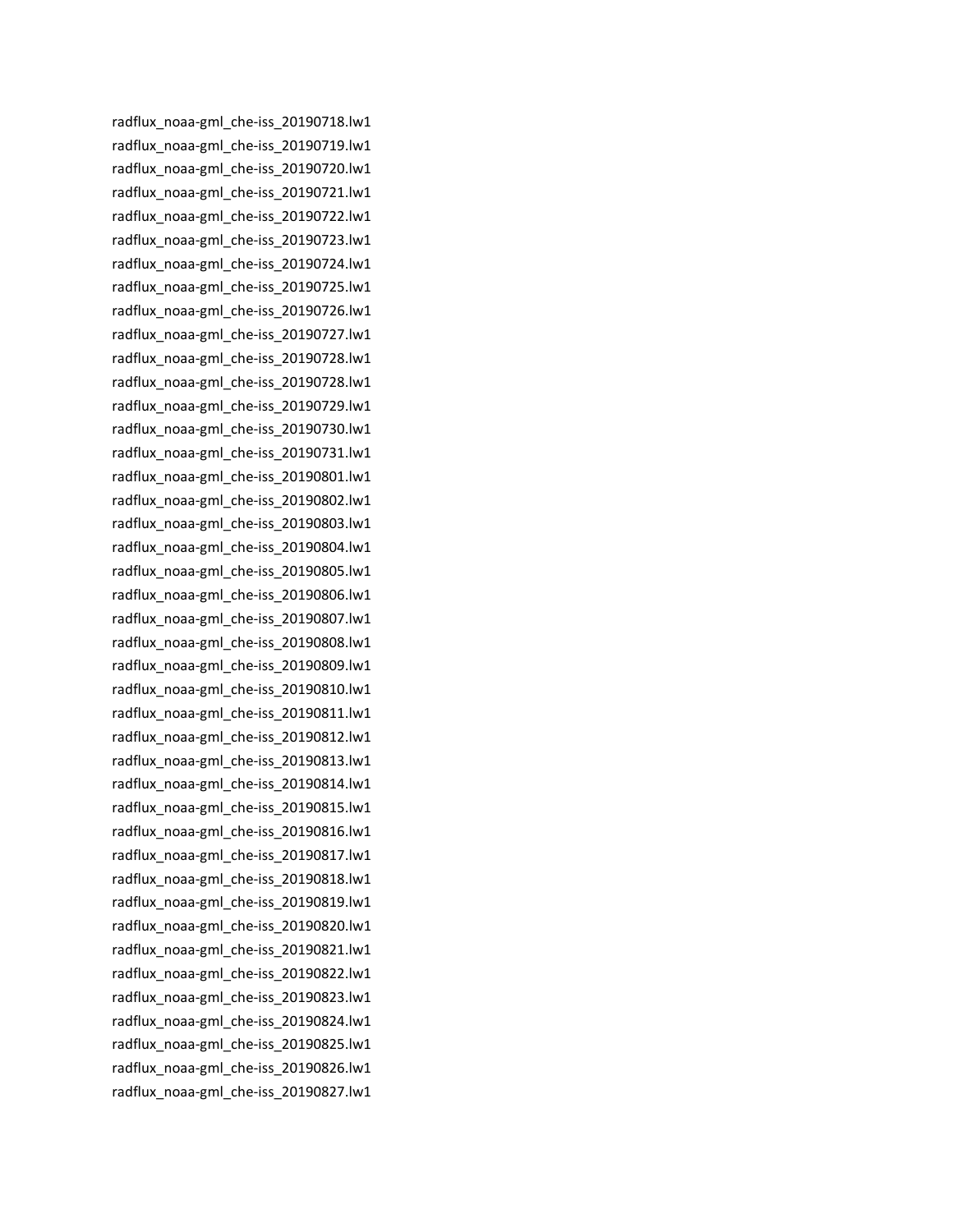radflux_noaa-gml_che-iss_20190718.lw1
radflux_noaa-gml_che-iss_20190719.lw1
radflux_noaa-gml_che-iss_20190720.lw1
radflux_noaa-gml_che-iss_20190721.lw1
radflux_noaa-gml_che-iss_20190722.lw1
radflux_noaa-gml_che-iss_20190723.lw1
radflux_noaa-gml_che-iss_20190724.lw1
radflux_noaa-gml_che-iss_20190725.lw1
radflux_noaa-gml_che-iss_20190726.lw1
radflux_noaa-gml_che-iss_20190727.lw1
radflux_noaa-gml_che-iss_20190728.lw1
radflux_noaa-gml_che-iss_20190728.lw1
radflux_noaa-gml_che-iss_20190729.lw1
radflux_noaa-gml_che-iss_20190730.lw1
radflux_noaa-gml_che-iss_20190731.lw1
radflux_noaa-gml_che-iss_20190801.lw1
radflux_noaa-gml_che-iss_20190802.lw1
radflux_noaa-gml_che-iss_20190803.lw1
radflux_noaa-gml_che-iss_20190804.lw1
radflux_noaa-gml_che-iss_20190805.lw1
radflux_noaa-gml_che-iss_20190806.lw1
radflux_noaa-gml_che-iss_20190807.lw1
radflux_noaa-gml_che-iss_20190808.lw1
radflux_noaa-gml_che-iss_20190809.lw1
radflux_noaa-gml_che-iss_20190810.lw1
radflux_noaa-gml_che-iss_20190811.lw1
radflux_noaa-gml_che-iss_20190812.lw1
radflux_noaa-gml_che-iss_20190813.lw1
radflux_noaa-gml_che-iss_20190814.lw1
radflux_noaa-gml_che-iss_20190815.lw1
radflux_noaa-gml_che-iss_20190816.lw1
radflux_noaa-gml_che-iss_20190817.lw1
radflux_noaa-gml_che-iss_20190818.lw1
radflux_noaa-gml_che-iss_20190819.lw1
radflux_noaa-gml_che-iss_20190820.lw1
radflux_noaa-gml_che-iss_20190821.lw1
radflux_noaa-gml_che-iss_20190822.lw1
radflux_noaa-gml_che-iss_20190823.lw1
radflux_noaa-gml_che-iss_20190824.lw1
radflux_noaa-gml_che-iss_20190825.lw1
radflux_noaa-gml_che-iss_20190826.lw1
radflux_noaa-gml_che-iss_20190827.lw1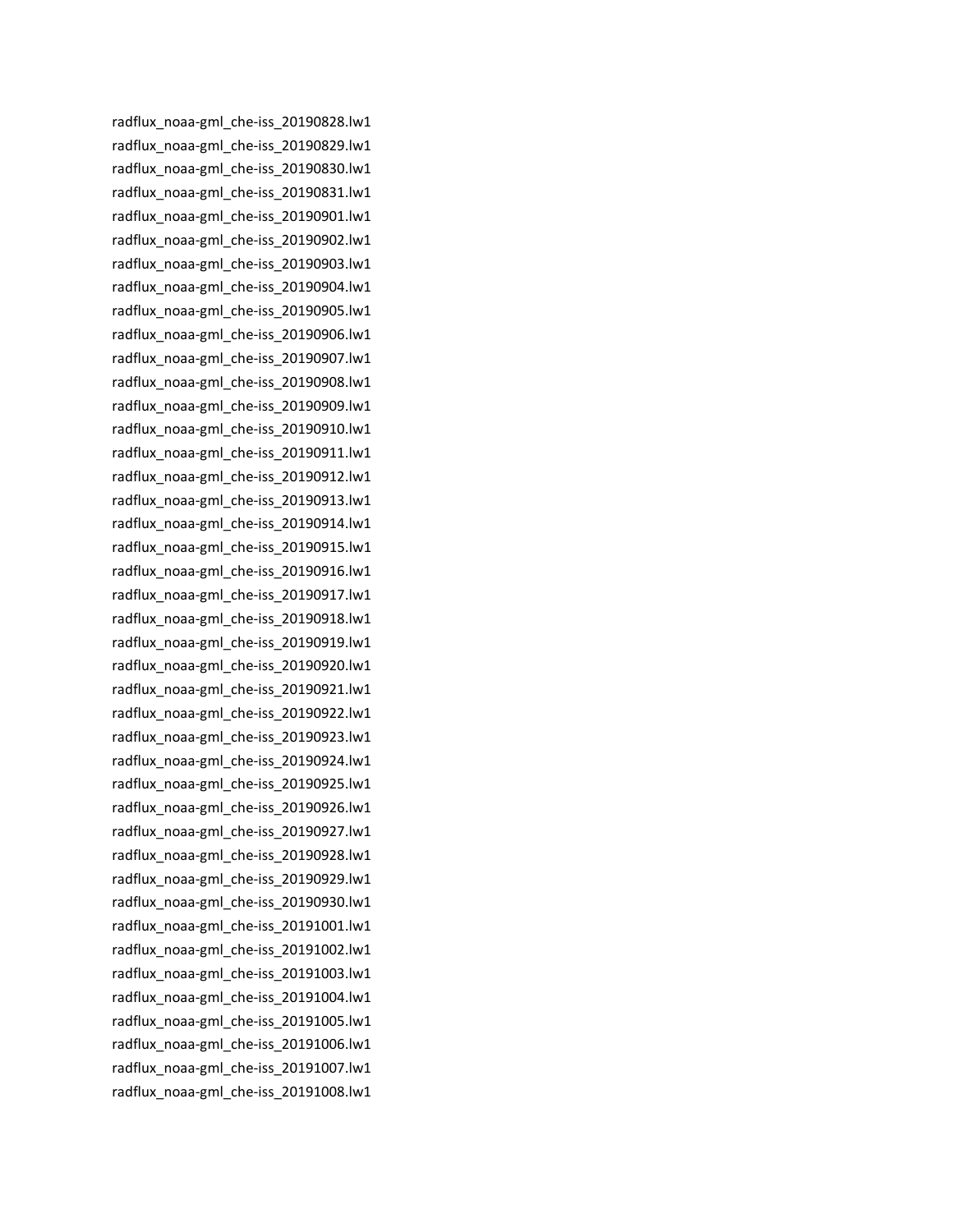radflux_noaa-gml_che-iss_20190828.lw1
radflux_noaa-gml_che-iss_20190829.lw1
radflux_noaa-gml_che-iss_20190830.lw1
radflux_noaa-gml_che-iss_20190831.lw1
radflux_noaa-gml_che-iss_20190901.lw1
radflux_noaa-gml_che-iss_20190902.lw1
radflux_noaa-gml_che-iss_20190903.lw1
radflux_noaa-gml_che-iss_20190904.lw1
radflux_noaa-gml_che-iss_20190905.lw1
radflux_noaa-gml_che-iss_20190906.lw1
radflux_noaa-gml_che-iss_20190907.lw1
radflux_noaa-gml_che-iss_20190908.lw1
radflux_noaa-gml_che-iss_20190909.lw1
radflux_noaa-gml_che-iss_20190910.lw1
radflux_noaa-gml_che-iss_20190911.lw1
radflux_noaa-gml_che-iss_20190912.lw1
radflux_noaa-gml_che-iss_20190913.lw1
radflux_noaa-gml_che-iss_20190914.lw1
radflux_noaa-gml_che-iss_20190915.lw1
radflux_noaa-gml_che-iss_20190916.lw1
radflux_noaa-gml_che-iss_20190917.lw1
radflux_noaa-gml_che-iss_20190918.lw1
radflux_noaa-gml_che-iss_20190919.lw1
radflux_noaa-gml_che-iss_20190920.lw1
radflux_noaa-gml_che-iss_20190921.lw1
radflux_noaa-gml_che-iss_20190922.lw1
radflux_noaa-gml_che-iss_20190923.lw1
radflux_noaa-gml_che-iss_20190924.lw1
radflux_noaa-gml_che-iss_20190925.lw1
radflux_noaa-gml_che-iss_20190926.lw1
radflux_noaa-gml_che-iss_20190927.lw1
radflux_noaa-gml_che-iss_20190928.lw1
radflux_noaa-gml_che-iss_20190929.lw1
radflux_noaa-gml_che-iss_20190930.lw1
radflux_noaa-gml_che-iss_20191001.lw1
radflux_noaa-gml_che-iss_20191002.lw1
radflux_noaa-gml_che-iss_20191003.lw1
radflux_noaa-gml_che-iss_20191004.lw1
radflux_noaa-gml_che-iss_20191005.lw1
radflux_noaa-gml_che-iss_20191006.lw1
radflux_noaa-gml_che-iss_20191007.lw1
radflux_noaa-gml_che-iss_20191008.lw1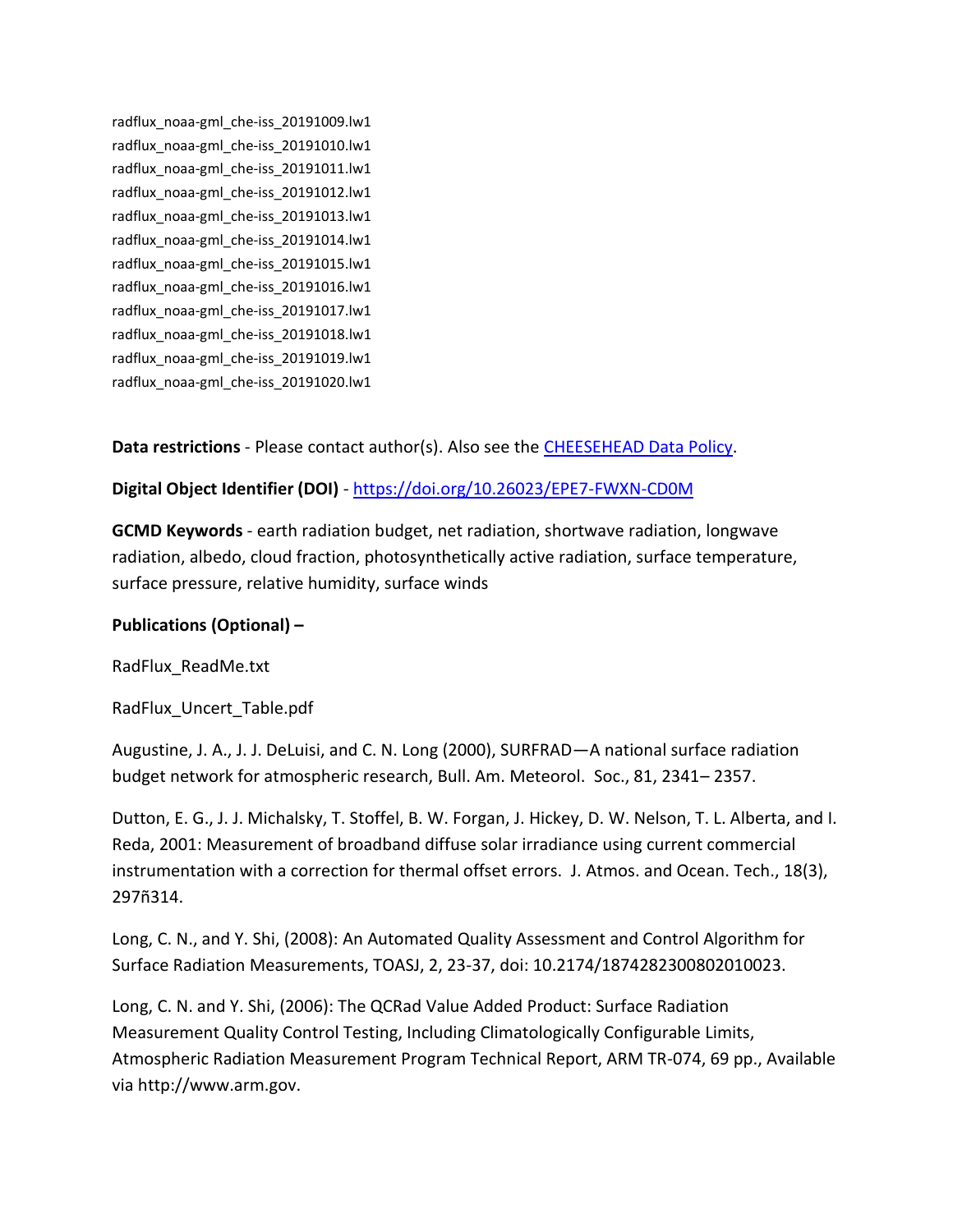radflux_noaa-gml_che-iss_20191009.lw1
radflux_noaa-gml_che-iss_20191010.lw1
radflux_noaa-gml_che-iss_20191011.lw1
radflux_noaa-gml_che-iss_20191012.lw1
radflux_noaa-gml_che-iss_20191013.lw1
radflux_noaa-gml_che-iss_20191014.lw1
radflux_noaa-gml_che-iss_20191015.lw1
radflux_noaa-gml_che-iss_20191016.lw1
radflux_noaa-gml_che-iss_20191017.lw1
radflux_noaa-gml_che-iss_20191018.lw1
radflux_noaa-gml_che-iss_20191019.lw1
radflux_noaa-gml_che-iss_20191020.lw1

**Data restrictions** - Please contact author(s). Also see the CHEESEHEAD Data Policy.

**Digital Object Identifier (DOI)** - https://doi.org/10.26023/EPE7-FWXN-CD0M

**GCMD Keywords** - earth radiation budget, net radiation, shortwave radiation, longwave radiation, albedo, cloud fraction, photosynthetically active radiation, surface temperature, surface pressure, relative humidity, surface winds

**Publications (Optional) –**

RadFlux_ReadMe.txt

RadFlux_Uncert_Table.pdf

Augustine, J. A., J. J. DeLuisi, and C. N. Long (2000), SURFRAD—A national surface radiation budget network for atmospheric research, Bull. Am. Meteorol. Soc., 81, 2341– 2357.

Dutton, E. G., J. J. Michalsky, T. Stoffel, B. W. Forgan, J. Hickey, D. W. Nelson, T. L. Alberta, and I. Reda, 2001: Measurement of broadband diffuse solar irradiance using current commercial instrumentation with a correction for thermal offset errors. J. Atmos. and Ocean. Tech., 18(3), 297ñ314.

Long, C. N., and Y. Shi, (2008): An Automated Quality Assessment and Control Algorithm for Surface Radiation Measurements, TOASJ, 2, 23-37, doi: 10.2174/1874282300802010023.

Long, C. N. and Y. Shi, (2006): The QCRad Value Added Product: Surface Radiation Measurement Quality Control Testing, Including Climatologically Configurable Limits, Atmospheric Radiation Measurement Program Technical Report, ARM TR-074, 69 pp., Available via http://www.arm.gov.